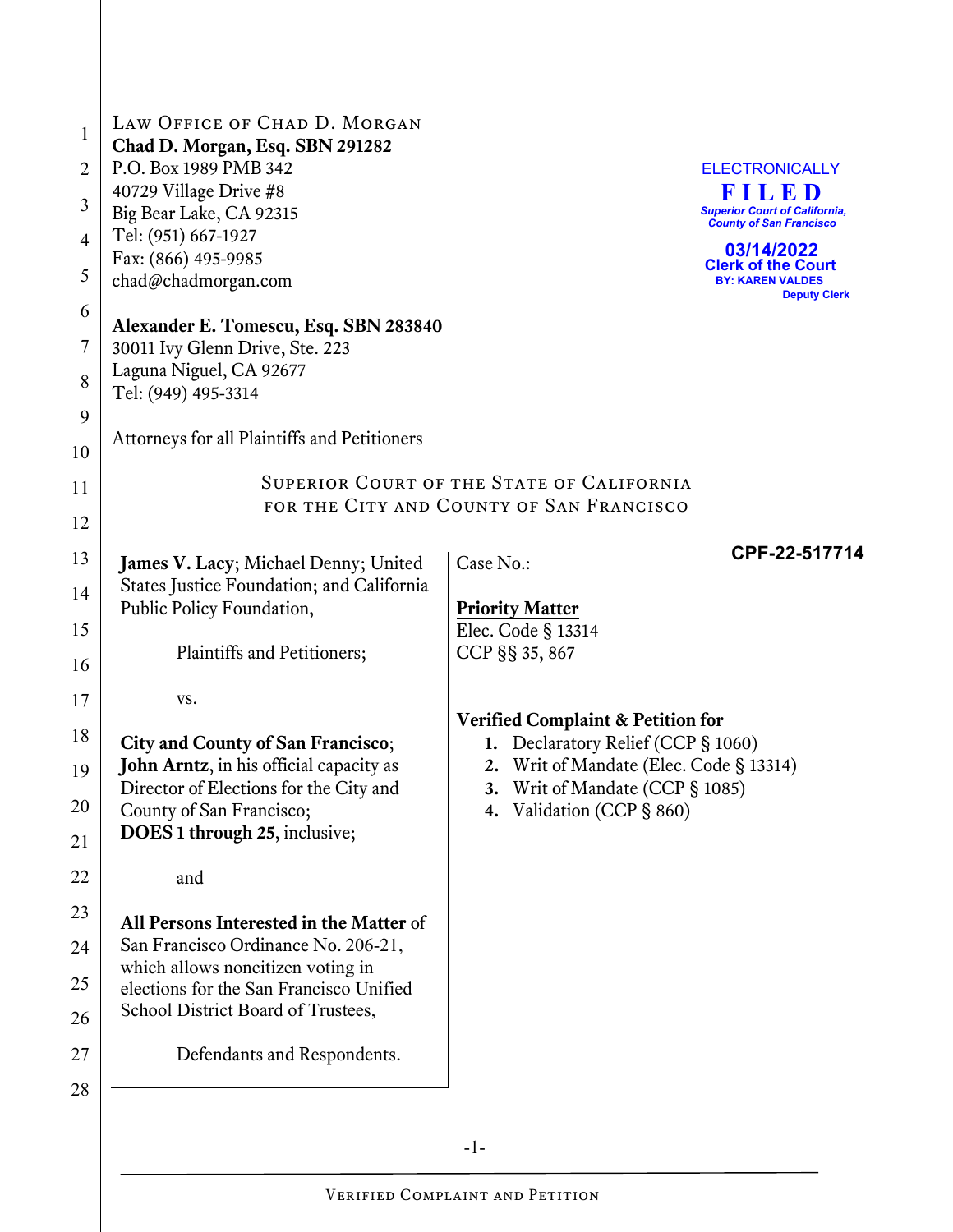Law Office of Chad D. Morgan
**Chad D. Morgan, Esq. SBN 291282**
P.O. Box 1989 PMB 342
40729 Village Drive #8
Big Bear Lake, CA 92315
Tel: (951) 667-1927
Fax: (866) 495-9985
chad@chadmorgan.com

**Alexander E. Tomescu, Esq. SBN 283840**
30011 Ivy Glenn Drive, Ste. 223
Laguna Niguel, CA 92677
Tel: (949) 495-3314

Attorneys for all Plaintiffs and Petitioners

ELECTRONICALLY
**FILED**
*Superior Court of California, County of San Francisco*
**03/14/2022**
**Clerk of the Court**
**BY: KAREN VALDES**
**Deputy Clerk**

## Superior Court of the State of California for the City and County of San Francisco

**James V. Lacy**; Michael Denny; United States Justice Foundation; and California Public Policy Foundation,

Plaintiffs and Petitioners;

vs.

**City and County of San Francisco**; **John Arntz**, in his official capacity as Director of Elections for the City and County of San Francisco; **DOES 1 through 25**, inclusive;

and

**All Persons Interested in the Matter** of San Francisco Ordinance No. 206-21, which allows noncitizen voting in elections for the San Francisco Unified School District Board of Trustees,

Defendants and Respondents.

Case No.: **CPF-22-517714**

**Priority Matter**
Elec. Code § 13314
CCP §§ 35, 867

**Verified Complaint & Petition for**

1. Declaratory Relief (CCP § 1060)
2. Writ of Mandate (Elec. Code § 13314)
3. Writ of Mandate (CCP § 1085)
4. Validation (CCP § 860)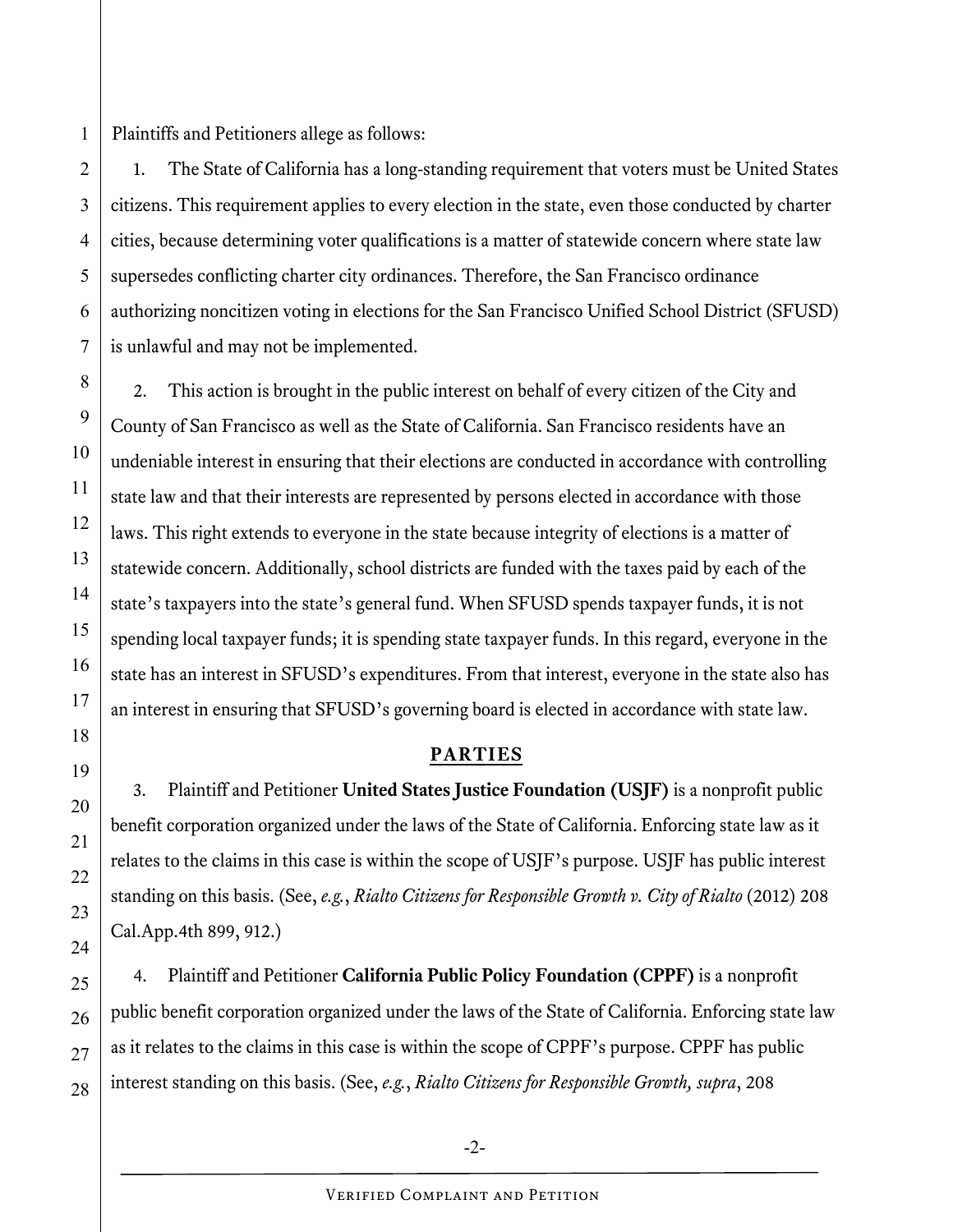Plaintiffs and Petitioners allege as follows:

1. The State of California has a long-standing requirement that voters must be United States citizens. This requirement applies to every election in the state, even those conducted by charter cities, because determining voter qualifications is a matter of statewide concern where state law supersedes conflicting charter city ordinances. Therefore, the San Francisco ordinance authorizing noncitizen voting in elections for the San Francisco Unified School District (SFUSD) is unlawful and may not be implemented.

2. This action is brought in the public interest on behalf of every citizen of the City and County of San Francisco as well as the State of California. San Francisco residents have an undeniable interest in ensuring that their elections are conducted in accordance with controlling state law and that their interests are represented by persons elected in accordance with those laws. This right extends to everyone in the state because integrity of elections is a matter of statewide concern. Additionally, school districts are funded with the taxes paid by each of the state's taxpayers into the state's general fund. When SFUSD spends taxpayer funds, it is not spending local taxpayer funds; it is spending state taxpayer funds. In this regard, everyone in the state has an interest in SFUSD's expenditures. From that interest, everyone in the state also has an interest in ensuring that SFUSD's governing board is elected in accordance with state law.

## PARTIES

3. Plaintiff and Petitioner **United States Justice Foundation (USJF)** is a nonprofit public benefit corporation organized under the laws of the State of California. Enforcing state law as it relates to the claims in this case is within the scope of USJF's purpose. USJF has public interest standing on this basis. (See, *e.g.*, *Rialto Citizens for Responsible Growth v. City of Rialto* (2012) 208 Cal.App.4th 899, 912.)

4. Plaintiff and Petitioner **California Public Policy Foundation (CPPF)** is a nonprofit public benefit corporation organized under the laws of the State of California. Enforcing state law as it relates to the claims in this case is within the scope of CPPF's purpose. CPPF has public interest standing on this basis. (See, *e.g.*, *Rialto Citizens for Responsible Growth, supra*, 208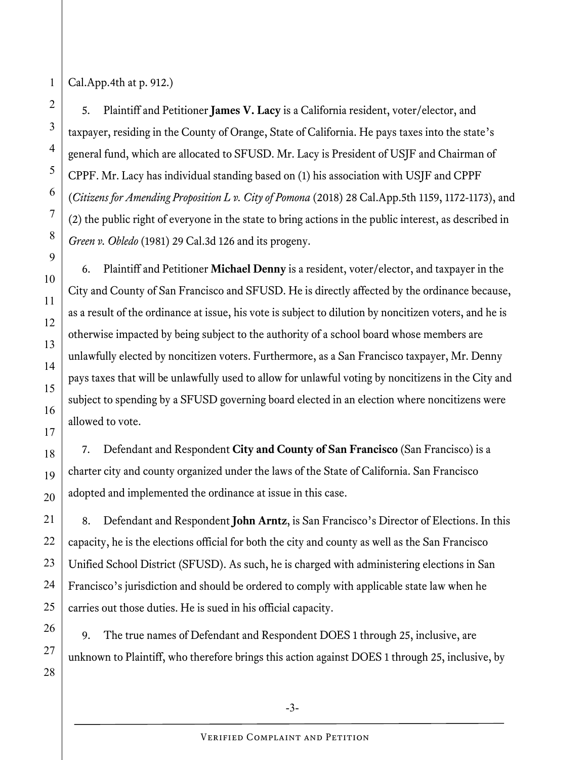Cal.App.4th at p. 912.)

5. Plaintiff and Petitioner **James V. Lacy** is a California resident, voter/elector, and taxpayer, residing in the County of Orange, State of California. He pays taxes into the state's general fund, which are allocated to SFUSD. Mr. Lacy is President of USJF and Chairman of CPPF. Mr. Lacy has individual standing based on (1) his association with USJF and CPPF (*Citizens for Amending Proposition L v. City of Pomona* (2018) 28 Cal.App.5th 1159, 1172-1173), and (2) the public right of everyone in the state to bring actions in the public interest, as described in *Green v. Obledo* (1981) 29 Cal.3d 126 and its progeny.

6. Plaintiff and Petitioner **Michael Denny** is a resident, voter/elector, and taxpayer in the City and County of San Francisco and SFUSD. He is directly affected by the ordinance because, as a result of the ordinance at issue, his vote is subject to dilution by noncitizen voters, and he is otherwise impacted by being subject to the authority of a school board whose members are unlawfully elected by noncitizen voters. Furthermore, as a San Francisco taxpayer, Mr. Denny pays taxes that will be unlawfully used to allow for unlawful voting by noncitizens in the City and subject to spending by a SFUSD governing board elected in an election where noncitizens were allowed to vote.

7. Defendant and Respondent **City and County of San Francisco** (San Francisco) is a charter city and county organized under the laws of the State of California. San Francisco adopted and implemented the ordinance at issue in this case.

8. Defendant and Respondent **John Arntz**, is San Francisco's Director of Elections. In this capacity, he is the elections official for both the city and county as well as the San Francisco Unified School District (SFUSD). As such, he is charged with administering elections in San Francisco's jurisdiction and should be ordered to comply with applicable state law when he carries out those duties. He is sued in his official capacity.

9. The true names of Defendant and Respondent DOES 1 through 25, inclusive, are unknown to Plaintiff, who therefore brings this action against DOES 1 through 25, inclusive, by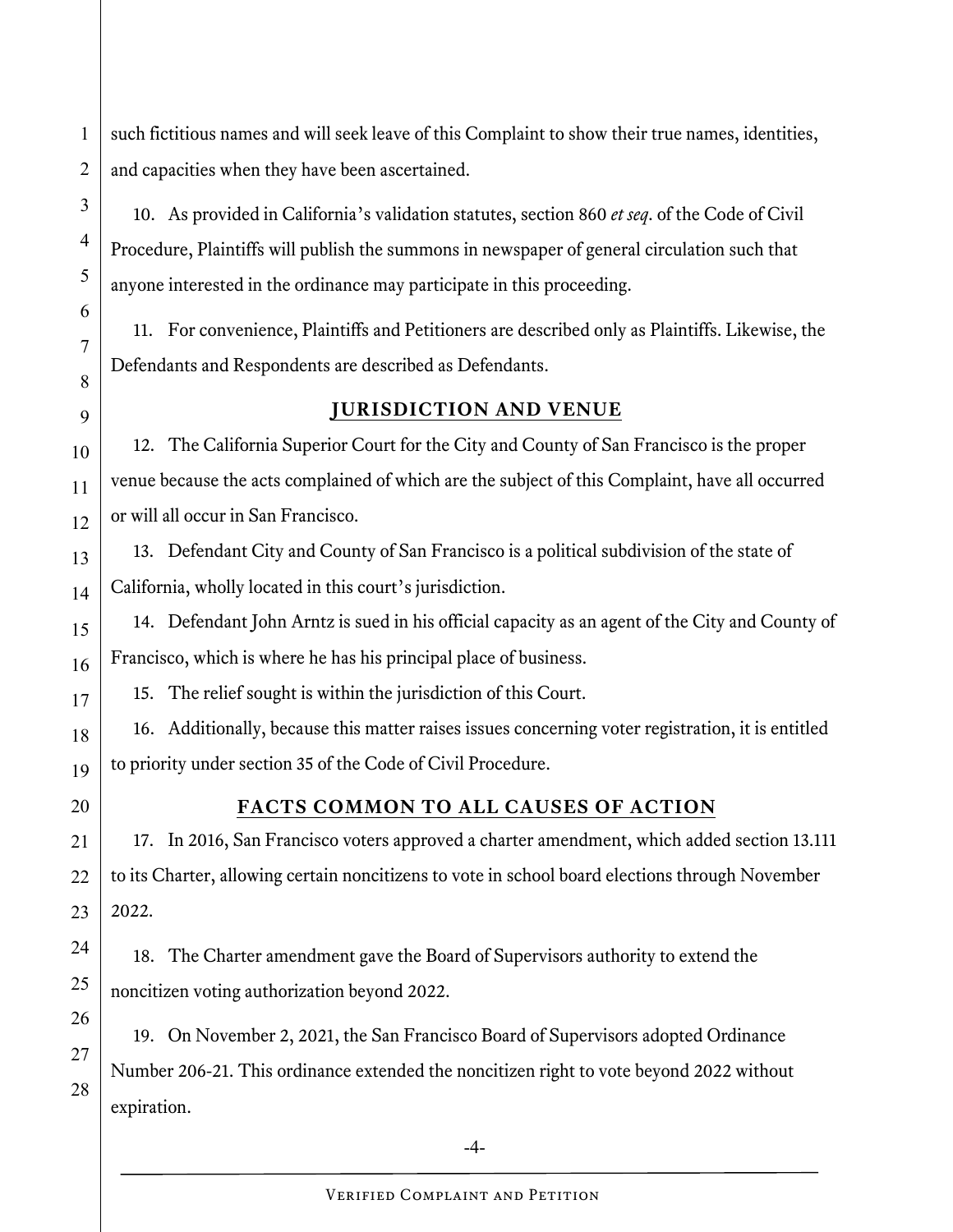such fictitious names and will seek leave of this Complaint to show their true names, identities, and capacities when they have been ascertained.

10. As provided in California's validation statutes, section 860 *et seq.* of the Code of Civil Procedure, Plaintiffs will publish the summons in newspaper of general circulation such that anyone interested in the ordinance may participate in this proceeding.

11. For convenience, Plaintiffs and Petitioners are described only as Plaintiffs. Likewise, the Defendants and Respondents are described as Defendants.

## JURISDICTION AND VENUE

12. The California Superior Court for the City and County of San Francisco is the proper venue because the acts complained of which are the subject of this Complaint, have all occurred or will all occur in San Francisco.

13. Defendant City and County of San Francisco is a political subdivision of the state of California, wholly located in this court's jurisdiction.

14. Defendant John Arntz is sued in his official capacity as an agent of the City and County of Francisco, which is where he has his principal place of business.

15. The relief sought is within the jurisdiction of this Court.

16. Additionally, because this matter raises issues concerning voter registration, it is entitled to priority under section 35 of the Code of Civil Procedure.

## FACTS COMMON TO ALL CAUSES OF ACTION

17. In 2016, San Francisco voters approved a charter amendment, which added section 13.111 to its Charter, allowing certain noncitizens to vote in school board elections through November 2022.

18. The Charter amendment gave the Board of Supervisors authority to extend the noncitizen voting authorization beyond 2022.

19. On November 2, 2021, the San Francisco Board of Supervisors adopted Ordinance Number 206-21. This ordinance extended the noncitizen right to vote beyond 2022 without expiration.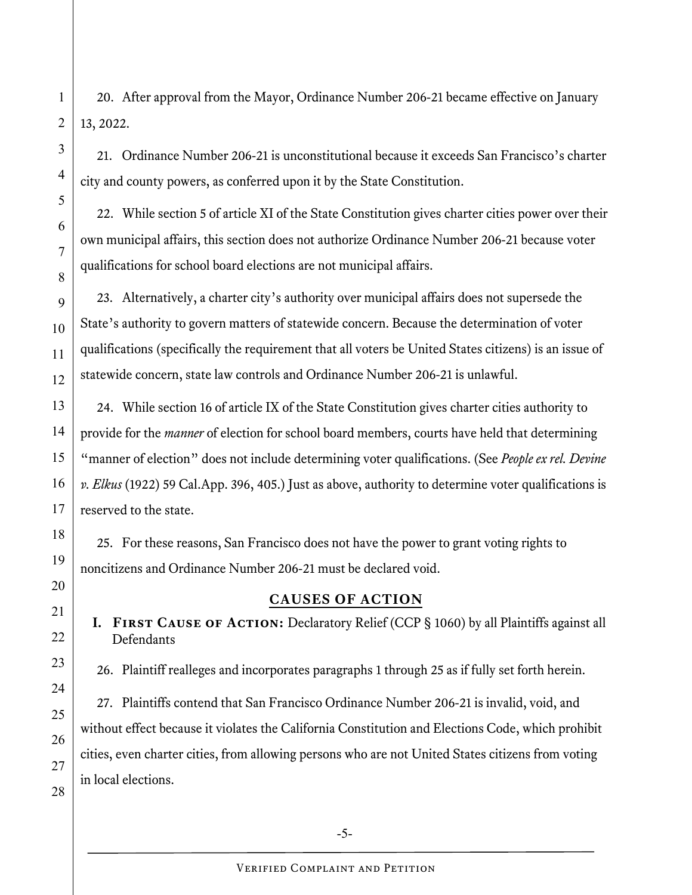20. After approval from the Mayor, Ordinance Number 206-21 became effective on January 13, 2022.

21. Ordinance Number 206-21 is unconstitutional because it exceeds San Francisco's charter city and county powers, as conferred upon it by the State Constitution.

22. While section 5 of article XI of the State Constitution gives charter cities power over their own municipal affairs, this section does not authorize Ordinance Number 206-21 because voter qualifications for school board elections are not municipal affairs.

23. Alternatively, a charter city's authority over municipal affairs does not supersede the State's authority to govern matters of statewide concern. Because the determination of voter qualifications (specifically the requirement that all voters be United States citizens) is an issue of statewide concern, state law controls and Ordinance Number 206-21 is unlawful.

24. While section 16 of article IX of the State Constitution gives charter cities authority to provide for the *manner* of election for school board members, courts have held that determining "manner of election" does not include determining voter qualifications. (See *People ex rel. Devine v. Elkus* (1922) 59 Cal.App. 396, 405.) Just as above, authority to determine voter qualifications is reserved to the state.

25. For these reasons, San Francisco does not have the power to grant voting rights to noncitizens and Ordinance Number 206-21 must be declared void.

## CAUSES OF ACTION

### I. First Cause of Action: Declaratory Relief (CCP § 1060) by all Plaintiffs against all Defendants

26. Plaintiff realleges and incorporates paragraphs 1 through 25 as if fully set forth herein.

27. Plaintiffs contend that San Francisco Ordinance Number 206-21 is invalid, void, and without effect because it violates the California Constitution and Elections Code, which prohibit cities, even charter cities, from allowing persons who are not United States citizens from voting in local elections.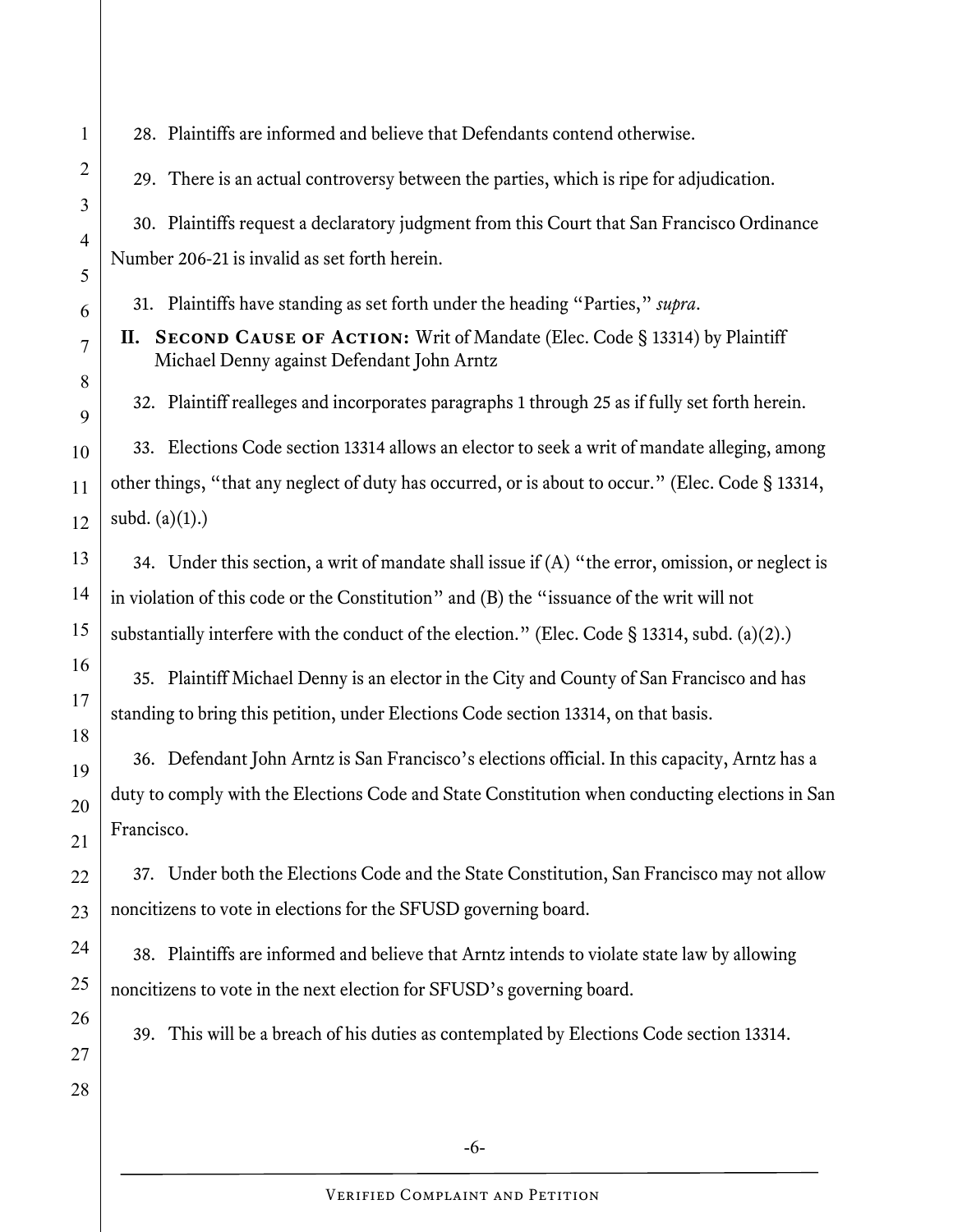28. Plaintiffs are informed and believe that Defendants contend otherwise.

29. There is an actual controversy between the parties, which is ripe for adjudication.

30. Plaintiffs request a declaratory judgment from this Court that San Francisco Ordinance Number 206-21 is invalid as set forth herein.

31. Plaintiffs have standing as set forth under the heading "Parties," *supra*.

## II. Second Cause of Action: Writ of Mandate (Elec. Code § 13314) by Plaintiff Michael Denny against Defendant John Arntz

32. Plaintiff realleges and incorporates paragraphs 1 through 25 as if fully set forth herein.

33. Elections Code section 13314 allows an elector to seek a writ of mandate alleging, among other things, "that any neglect of duty has occurred, or is about to occur." (Elec. Code § 13314, subd. (a)(1).)

34. Under this section, a writ of mandate shall issue if (A) "the error, omission, or neglect is in violation of this code or the Constitution" and (B) the "issuance of the writ will not substantially interfere with the conduct of the election." (Elec. Code § 13314, subd. (a)(2).)

35. Plaintiff Michael Denny is an elector in the City and County of San Francisco and has standing to bring this petition, under Elections Code section 13314, on that basis.

36. Defendant John Arntz is San Francisco's elections official. In this capacity, Arntz has a duty to comply with the Elections Code and State Constitution when conducting elections in San Francisco.

37. Under both the Elections Code and the State Constitution, San Francisco may not allow noncitizens to vote in elections for the SFUSD governing board.

38. Plaintiffs are informed and believe that Arntz intends to violate state law by allowing noncitizens to vote in the next election for SFUSD's governing board.

39. This will be a breach of his duties as contemplated by Elections Code section 13314.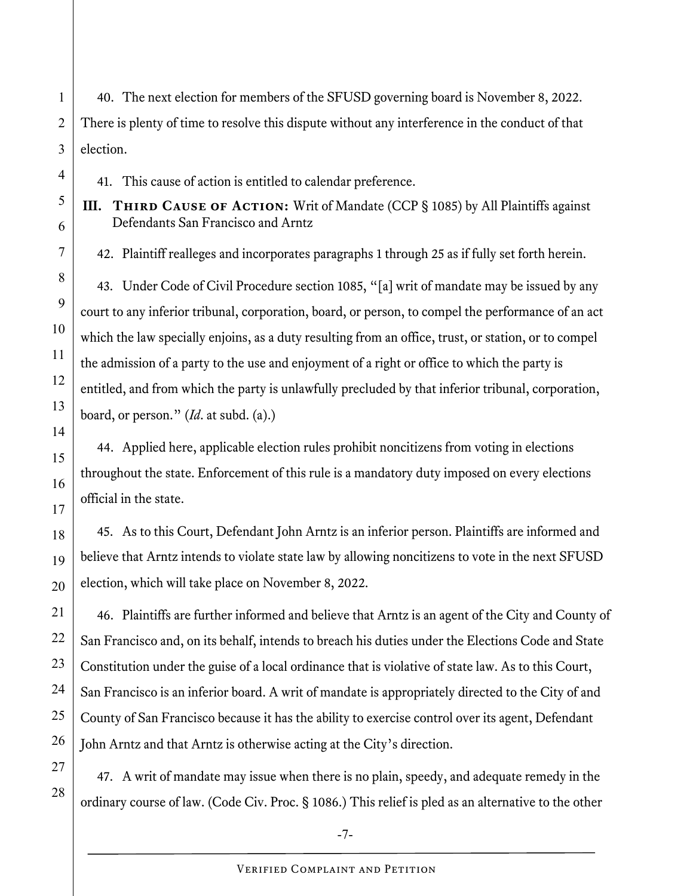40. The next election for members of the SFUSD governing board is November 8, 2022. There is plenty of time to resolve this dispute without any interference in the conduct of that election.

41. This cause of action is entitled to calendar preference.

### III. Third Cause of Action: Writ of Mandate (CCP § 1085) by All Plaintiffs against Defendants San Francisco and Arntz

42. Plaintiff realleges and incorporates paragraphs 1 through 25 as if fully set forth herein.

43. Under Code of Civil Procedure section 1085, "[a] writ of mandate may be issued by any court to any inferior tribunal, corporation, board, or person, to compel the performance of an act which the law specially enjoins, as a duty resulting from an office, trust, or station, or to compel the admission of a party to the use and enjoyment of a right or office to which the party is entitled, and from which the party is unlawfully precluded by that inferior tribunal, corporation, board, or person." (*Id*. at subd. (a).)

44. Applied here, applicable election rules prohibit noncitizens from voting in elections throughout the state. Enforcement of this rule is a mandatory duty imposed on every elections official in the state.

45. As to this Court, Defendant John Arntz is an inferior person. Plaintiffs are informed and believe that Arntz intends to violate state law by allowing noncitizens to vote in the next SFUSD election, which will take place on November 8, 2022.

46. Plaintiffs are further informed and believe that Arntz is an agent of the City and County of San Francisco and, on its behalf, intends to breach his duties under the Elections Code and State Constitution under the guise of a local ordinance that is violative of state law. As to this Court, San Francisco is an inferior board. A writ of mandate is appropriately directed to the City of and County of San Francisco because it has the ability to exercise control over its agent, Defendant John Arntz and that Arntz is otherwise acting at the City's direction.

47. A writ of mandate may issue when there is no plain, speedy, and adequate remedy in the ordinary course of law. (Code Civ. Proc. § 1086.) This relief is pled as an alternative to the other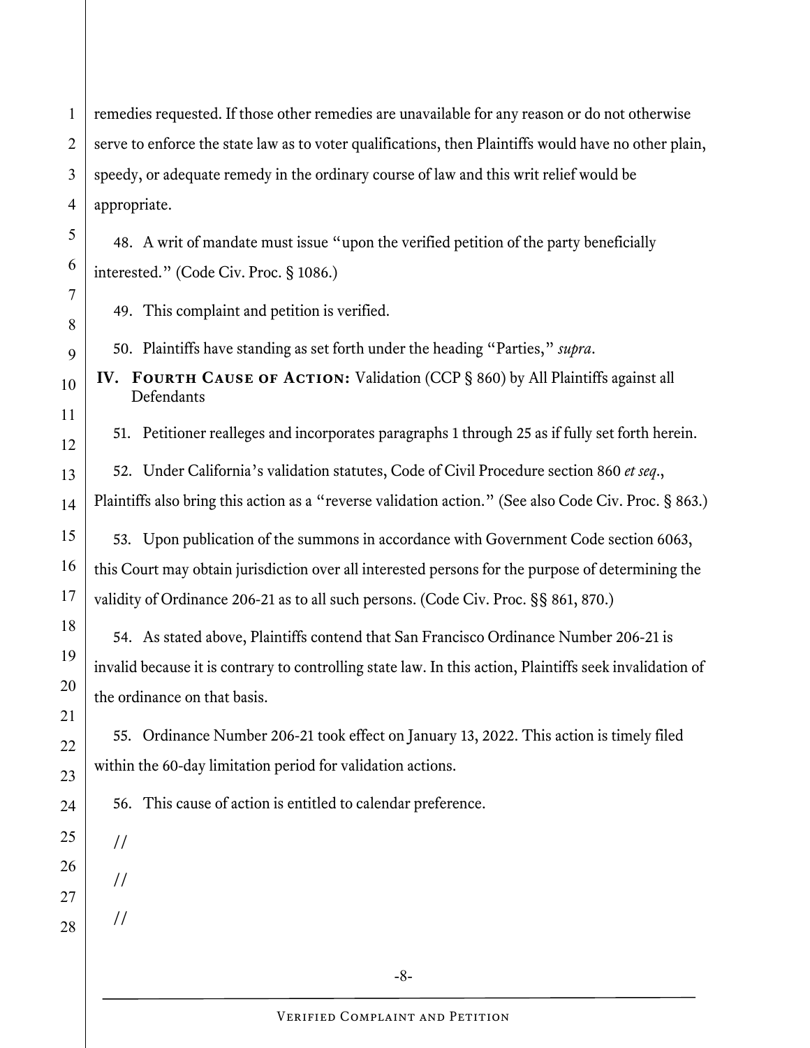remedies requested. If those other remedies are unavailable for any reason or do not otherwise serve to enforce the state law as to voter qualifications, then Plaintiffs would have no other plain, speedy, or adequate remedy in the ordinary course of law and this writ relief would be appropriate.

48. A writ of mandate must issue "upon the verified petition of the party beneficially interested." (Code Civ. Proc. § 1086.)

49. This complaint and petition is verified.

50. Plaintiffs have standing as set forth under the heading "Parties," *supra*.

## IV. **Fourth Cause of Action:** Validation (CCP § 860) by All Plaintiffs against all Defendants

51. Petitioner realleges and incorporates paragraphs 1 through 25 as if fully set forth herein.

52. Under California's validation statutes, Code of Civil Procedure section 860 *et seq*., Plaintiffs also bring this action as a "reverse validation action." (See also Code Civ. Proc. § 863.)

53. Upon publication of the summons in accordance with Government Code section 6063, this Court may obtain jurisdiction over all interested persons for the purpose of determining the validity of Ordinance 206-21 as to all such persons. (Code Civ. Proc. §§ 861, 870.)

54. As stated above, Plaintiffs contend that San Francisco Ordinance Number 206-21 is invalid because it is contrary to controlling state law. In this action, Plaintiffs seek invalidation of the ordinance on that basis.

55. Ordinance Number 206-21 took effect on January 13, 2022. This action is timely filed within the 60-day limitation period for validation actions.

56. This cause of action is entitled to calendar preference.

//

//

//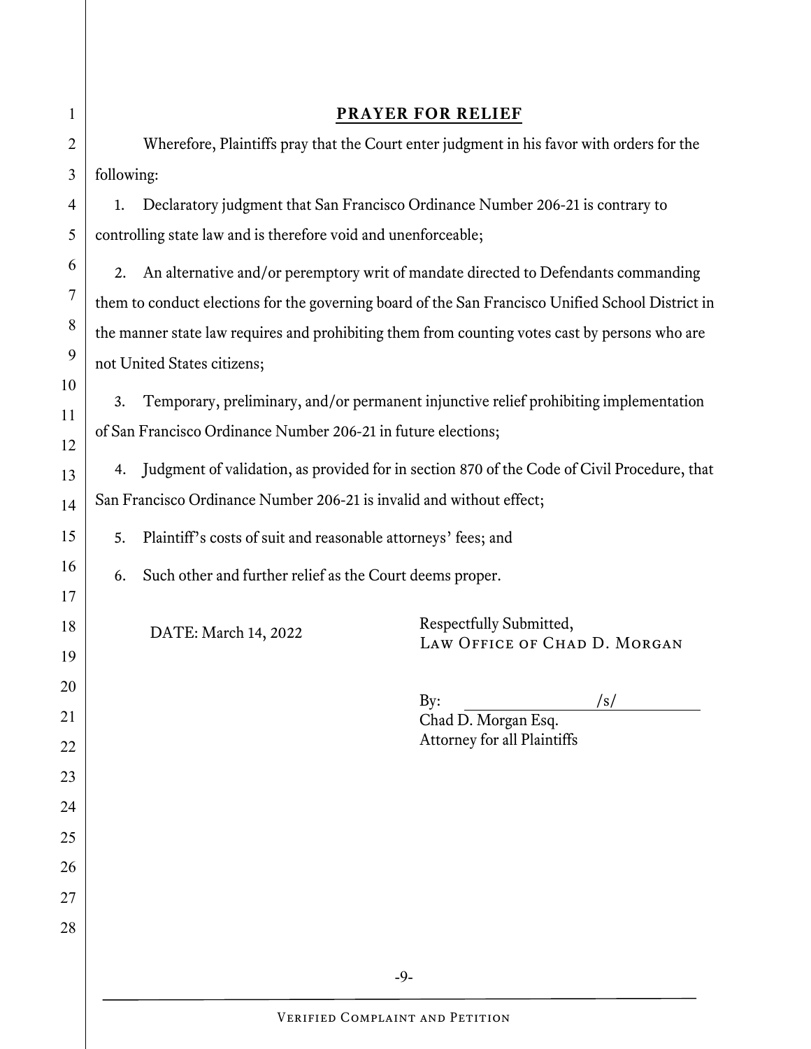## PRAYER FOR RELIEF

Wherefore, Plaintiffs pray that the Court enter judgment in his favor with orders for the following:

1. Declaratory judgment that San Francisco Ordinance Number 206-21 is contrary to controlling state law and is therefore void and unenforceable;

2. An alternative and/or peremptory writ of mandate directed to Defendants commanding them to conduct elections for the governing board of the San Francisco Unified School District in the manner state law requires and prohibiting them from counting votes cast by persons who are not United States citizens;

3. Temporary, preliminary, and/or permanent injunctive relief prohibiting implementation of San Francisco Ordinance Number 206-21 in future elections;

4. Judgment of validation, as provided for in section 870 of the Code of Civil Procedure, that San Francisco Ordinance Number 206-21 is invalid and without effect;

5. Plaintiff's costs of suit and reasonable attorneys' fees; and

6. Such other and further relief as the Court deems proper.

DATE: March 14, 2022

Respectfully Submitted,
LAW OFFICE OF CHAD D. MORGAN

By: /s/
Chad D. Morgan Esq.
Attorney for all Plaintiffs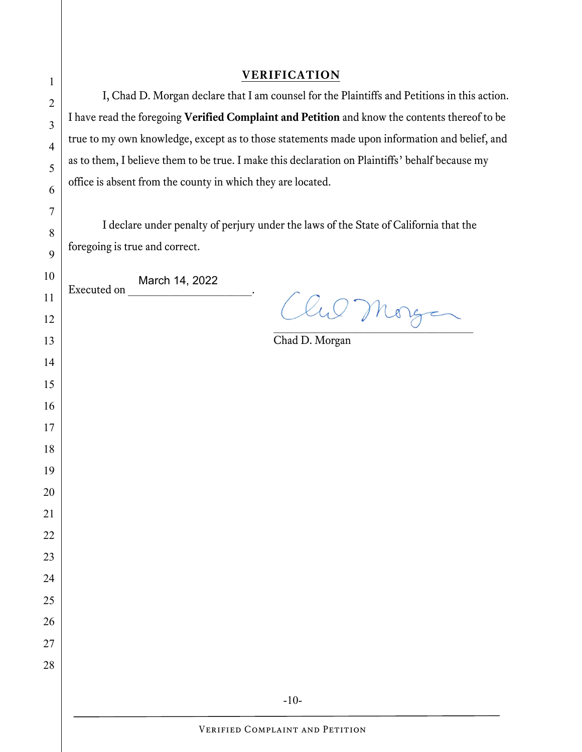**VERIFICATION**

I, Chad D. Morgan declare that I am counsel for the Plaintiffs and Petitions in this action. I have read the foregoing **Verified Complaint and Petition** and know the contents thereof to be true to my own knowledge, except as to those statements made upon information and belief, and as to them, I believe them to be true. I make this declaration on Plaintiffs' behalf because my office is absent from the county in which they are located.

I declare under penalty of perjury under the laws of the State of California that the foregoing is true and correct.

Executed on March 14, 2022.

Chad D. Morgan